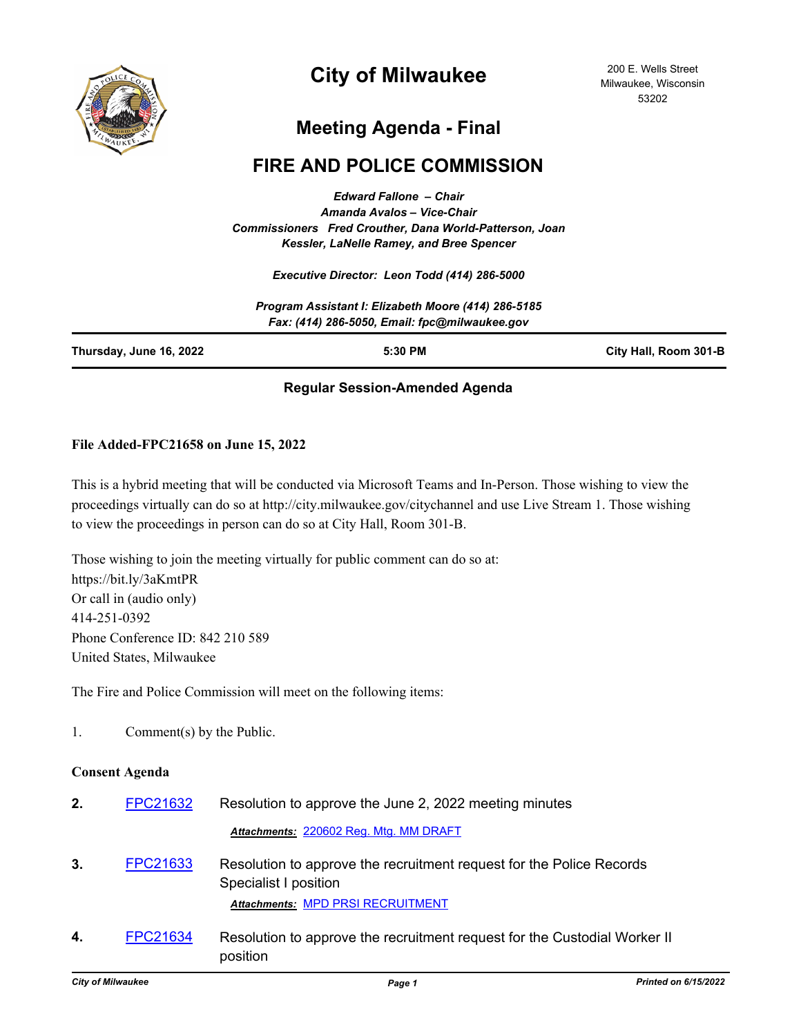# City of Milwaukee

200 E. Wells Street
Milwaukee, Wisconsin
53202

## Meeting Agenda - Final

## FIRE AND POLICE COMMISSION

*Edward Fallone – Chair*
*Amanda Avalos – Vice-Chair*
*Commissioners Fred Crouther, Dana World-Patterson, Joan Kessler, LaNelle Ramey, and Bree Spencer*

*Executive Director: Leon Todd (414) 286-5000*

*Program Assistant I: Elizabeth Moore (414) 286-5185*
*Fax: (414) 286-5050, Email: fpc@milwaukee.gov*

**Thursday, June 16, 2022** | **5:30 PM** | **City Hall, Room 301-B**

### Regular Session-Amended Agenda

**File Added-FPC21658 on June 15, 2022**

This is a hybrid meeting that will be conducted via Microsoft Teams and In-Person. Those wishing to view the proceedings virtually can do so at http://city.milwaukee.gov/citychannel and use Live Stream 1. Those wishing to view the proceedings in person can do so at City Hall, Room 301-B.

Those wishing to join the meeting virtually for public comment can do so at:
https://bit.ly/3aKmtPR
Or call in (audio only)
414-251-0392
Phone Conference ID: 842 210 589
United States, Milwaukee

The Fire and Police Commission will meet on the following items:

1. Comment(s) by the Public.

**Consent Agenda**

**2.** FPC21632 Resolution to approve the June 2, 2022 meeting minutes

*Attachments:* 220602 Reg. Mtg. MM DRAFT

**3.** FPC21633 Resolution to approve the recruitment request for the Police Records Specialist I position

*Attachments:* MPD PRSI RECRUITMENT

**4.** FPC21634 Resolution to approve the recruitment request for the Custodial Worker II position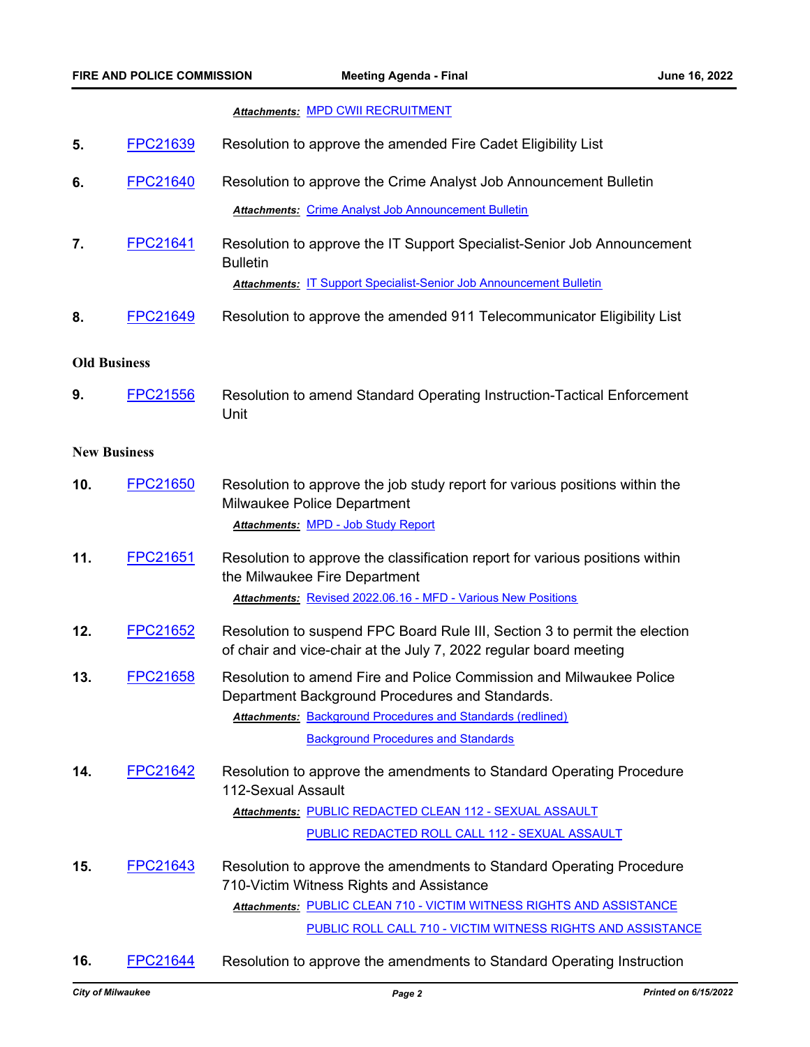***Attachments:*** MPD CWII RECRUITMENT

5. FPC21639 Resolution to approve the amended Fire Cadet Eligibility List

6. FPC21640 Resolution to approve the Crime Analyst Job Announcement Bulletin

   ***Attachments:*** Crime Analyst Job Announcement Bulletin

7. FPC21641 Resolution to approve the IT Support Specialist-Senior Job Announcement Bulletin

   ***Attachments:*** IT Support Specialist-Senior Job Announcement Bulletin

8. FPC21649 Resolution to approve the amended 911 Telecommunicator Eligibility List

## Old Business

9. FPC21556 Resolution to amend Standard Operating Instruction-Tactical Enforcement Unit

## New Business

10. FPC21650 Resolution to approve the job study report for various positions within the Milwaukee Police Department

    ***Attachments:*** MPD - Job Study Report

11. FPC21651 Resolution to approve the classification report for various positions within the Milwaukee Fire Department

    ***Attachments:*** Revised 2022.06.16 - MFD - Various New Positions

12. FPC21652 Resolution to suspend FPC Board Rule III, Section 3 to permit the election of chair and vice-chair at the July 7, 2022 regular board meeting

13. FPC21658 Resolution to amend Fire and Police Commission and Milwaukee Police Department Background Procedures and Standards.

    ***Attachments:*** Background Procedures and Standards (redlined)

    Background Procedures and Standards

14. FPC21642 Resolution to approve the amendments to Standard Operating Procedure 112-Sexual Assault

    ***Attachments:*** PUBLIC REDACTED CLEAN 112 - SEXUAL ASSAULT

    PUBLIC REDACTED ROLL CALL 112 - SEXUAL ASSAULT

15. FPC21643 Resolution to approve the amendments to Standard Operating Procedure 710-Victim Witness Rights and Assistance

    ***Attachments:*** PUBLIC CLEAN 710 - VICTIM WITNESS RIGHTS AND ASSISTANCE

    PUBLIC ROLL CALL 710 - VICTIM WITNESS RIGHTS AND ASSISTANCE

16. FPC21644 Resolution to approve the amendments to Standard Operating Instruction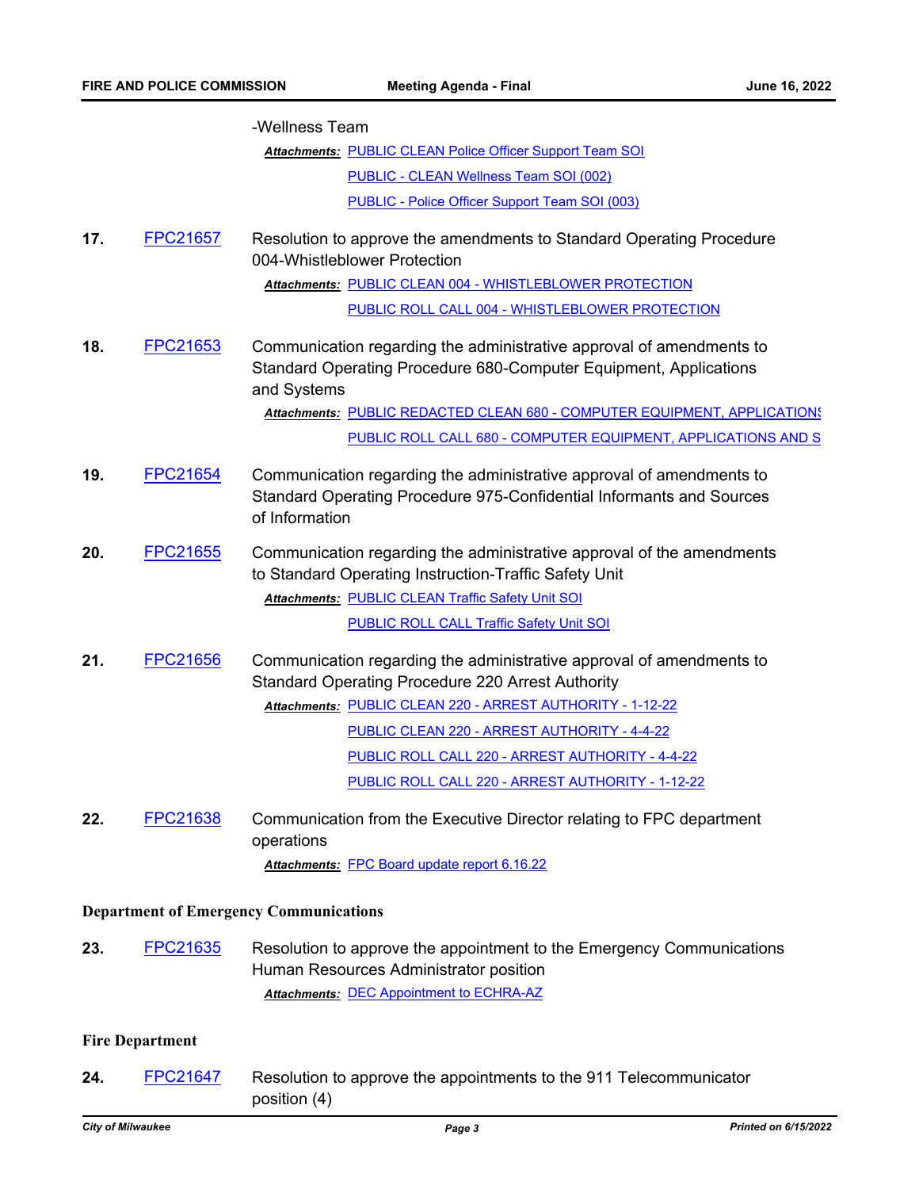-Wellness Team

*Attachments:* PUBLIC CLEAN Police Officer Support Team SOI
PUBLIC - CLEAN Wellness Team SOI (002)
PUBLIC - Police Officer Support Team SOI (003)

**17.** FPC21657 Resolution to approve the amendments to Standard Operating Procedure 004-Whistleblower Protection

*Attachments:* PUBLIC CLEAN 004 - WHISTLEBLOWER PROTECTION
PUBLIC ROLL CALL 004 - WHISTLEBLOWER PROTECTION

**18.** FPC21653 Communication regarding the administrative approval of amendments to Standard Operating Procedure 680-Computer Equipment, Applications and Systems

*Attachments:* PUBLIC REDACTED CLEAN 680 - COMPUTER EQUIPMENT, APPLICATIONS
PUBLIC ROLL CALL 680 - COMPUTER EQUIPMENT, APPLICATIONS AND S

**19.** FPC21654 Communication regarding the administrative approval of amendments to Standard Operating Procedure 975-Confidential Informants and Sources of Information

**20.** FPC21655 Communication regarding the administrative approval of the amendments to Standard Operating Instruction-Traffic Safety Unit

*Attachments:* PUBLIC CLEAN Traffic Safety Unit SOI
PUBLIC ROLL CALL Traffic Safety Unit SOI

**21.** FPC21656 Communication regarding the administrative approval of amendments to Standard Operating Procedure 220 Arrest Authority

*Attachments:* PUBLIC CLEAN 220 - ARREST AUTHORITY - 1-12-22
PUBLIC CLEAN 220 - ARREST AUTHORITY - 4-4-22
PUBLIC ROLL CALL 220 - ARREST AUTHORITY - 4-4-22
PUBLIC ROLL CALL 220 - ARREST AUTHORITY - 1-12-22

**22.** FPC21638 Communication from the Executive Director relating to FPC department operations

*Attachments:* FPC Board update report 6.16.22

## Department of Emergency Communications

**23.** FPC21635 Resolution to approve the appointment to the Emergency Communications Human Resources Administrator position

*Attachments:* DEC Appointment to ECHRA-AZ

## Fire Department

**24.** FPC21647 Resolution to approve the appointments to the 911 Telecommunicator position (4)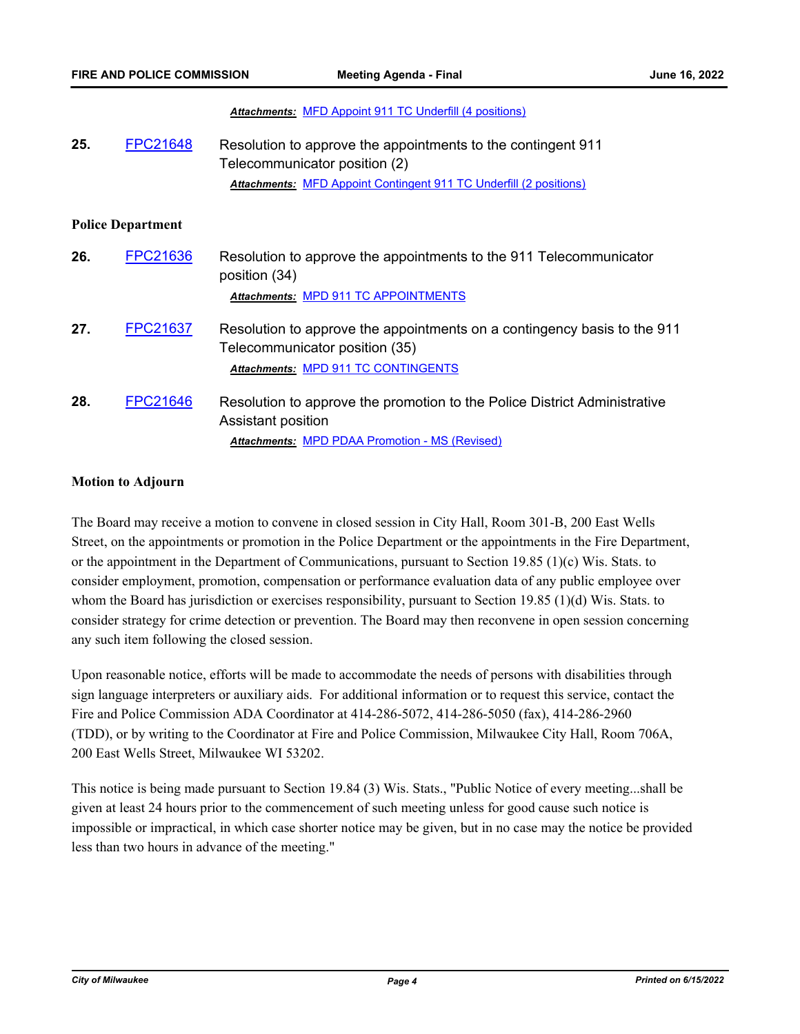*Attachments:* MFD Appoint 911 TC Underfill (4 positions)

**25.** FPC21648 Resolution to approve the appointments to the contingent 911 Telecommunicator position (2)

*Attachments:* MFD Appoint Contingent 911 TC Underfill (2 positions)

### Police Department

**26.** FPC21636 Resolution to approve the appointments to the 911 Telecommunicator position (34)

*Attachments:* MPD 911 TC APPOINTMENTS

**27.** FPC21637 Resolution to approve the appointments on a contingency basis to the 911 Telecommunicator position (35)

*Attachments:* MPD 911 TC CONTINGENTS

**28.** FPC21646 Resolution to approve the promotion to the Police District Administrative Assistant position

*Attachments:* MPD PDAA Promotion - MS (Revised)

### Motion to Adjourn

The Board may receive a motion to convene in closed session in City Hall, Room 301-B, 200 East Wells Street, on the appointments or promotion in the Police Department or the appointments in the Fire Department, or the appointment in the Department of Communications, pursuant to Section 19.85 (1)(c) Wis. Stats. to consider employment, promotion, compensation or performance evaluation data of any public employee over whom the Board has jurisdiction or exercises responsibility, pursuant to Section 19.85 (1)(d) Wis. Stats. to consider strategy for crime detection or prevention. The Board may then reconvene in open session concerning any such item following the closed session.

Upon reasonable notice, efforts will be made to accommodate the needs of persons with disabilities through sign language interpreters or auxiliary aids. For additional information or to request this service, contact the Fire and Police Commission ADA Coordinator at 414-286-5072, 414-286-5050 (fax), 414-286-2960 (TDD), or by writing to the Coordinator at Fire and Police Commission, Milwaukee City Hall, Room 706A, 200 East Wells Street, Milwaukee WI 53202.

This notice is being made pursuant to Section 19.84 (3) Wis. Stats., "Public Notice of every meeting...shall be given at least 24 hours prior to the commencement of such meeting unless for good cause such notice is impossible or impractical, in which case shorter notice may be given, but in no case may the notice be provided less than two hours in advance of the meeting."